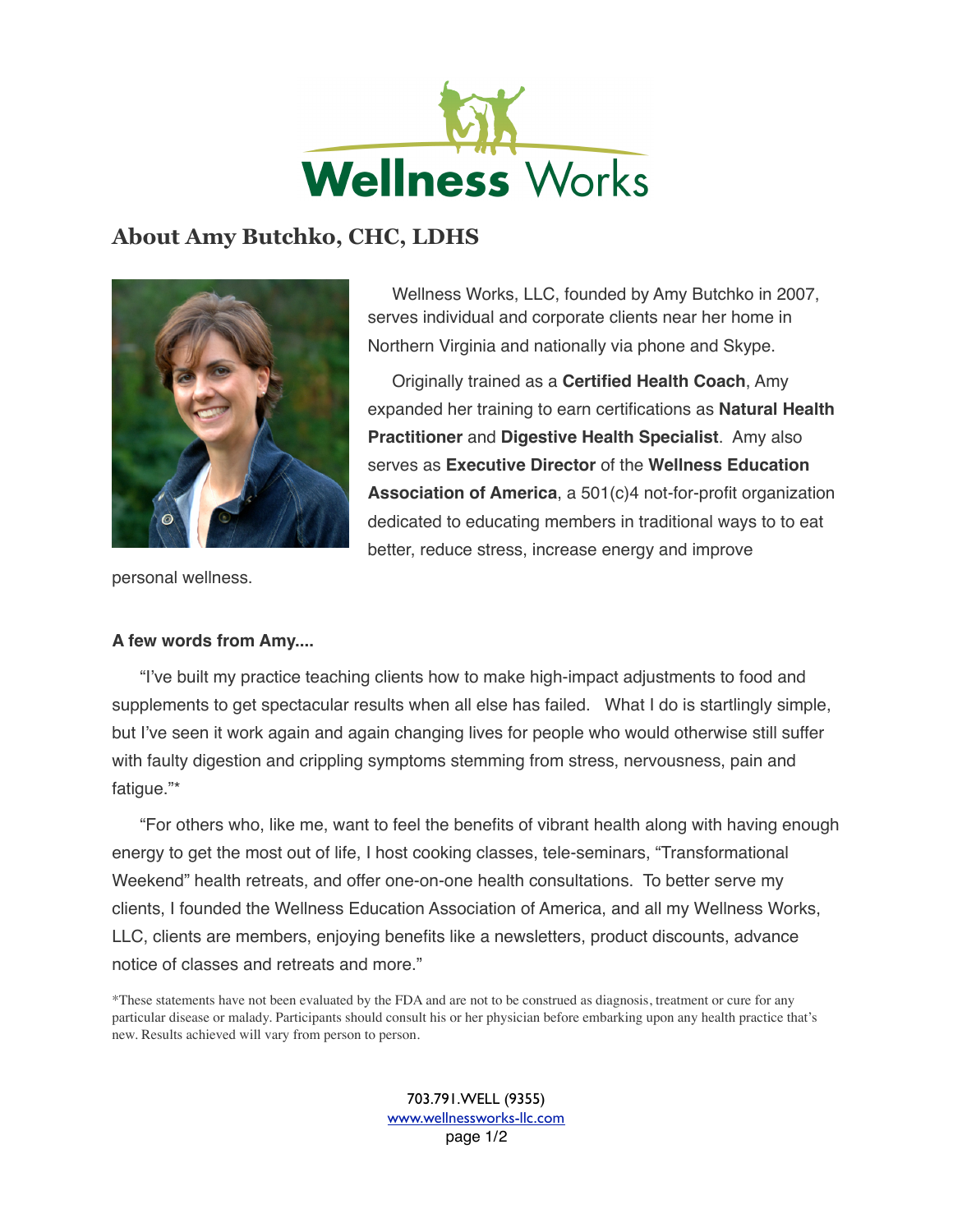# Wellness Works

## About Amy Butchko, CHC, LDHS

Wellness Works, LLC, founded by Amy Butchko in 2007, serves individual and corporate clients near her home in Northern Virginia and nationally via phone and Skype.

Originally trained as a **Certified Health Coach**, Amy expanded her training to earn certifications as **Natural Health Practitioner** and **Digestive Health Specialist**. Amy also serves as **Executive Director** of the **Wellness Education Association of America**, a 501(c)4 not-for-profit organization dedicated to educating members in traditional ways to to eat better, reduce stress, increase energy and improve personal wellness.

**A few words from Amy....**

"I've built my practice teaching clients how to make high-impact adjustments to food and supplements to get spectacular results when all else has failed. What I do is startlingly simple, but I've seen it work again and again changing lives for people who would otherwise still suffer with faulty digestion and crippling symptoms stemming from stress, nervousness, pain and fatigue."*

"For others who, like me, want to feel the benefits of vibrant health along with having enough energy to get the most out of life, I host cooking classes, tele-seminars, "Transformational Weekend" health retreats, and offer one-on-one health consultations. To better serve my clients, I founded the Wellness Education Association of America, and all my Wellness Works, LLC, clients are members, enjoying benefits like a newsletters, product discounts, advance notice of classes and retreats and more."

*These statements have not been evaluated by the FDA and are not to be construed as diagnosis, treatment or cure for any particular disease or malady. Participants should consult his or her physician before embarking upon any health practice that's new. Results achieved will vary from person to person.

703.791.WELL (9355)
www.wellnessworks-llc.com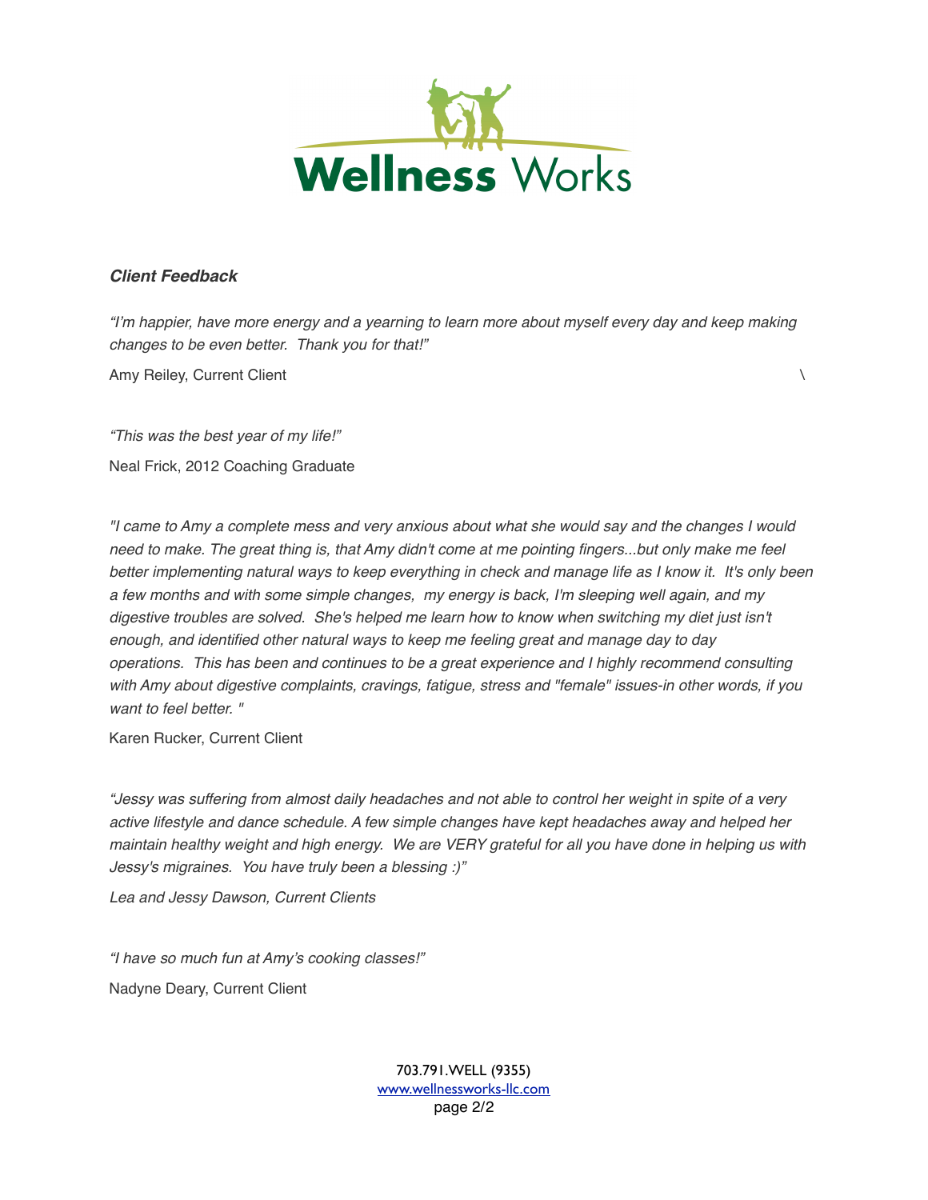Wellness Works

***Client Feedback***

*"I'm happier, have more energy and a yearning to learn more about myself every day and keep making changes to be even better. Thank you for that!"*

Amy Reiley, Current Client

*"This was the best year of my life!"*

Neal Frick, 2012 Coaching Graduate

*"I came to Amy a complete mess and very anxious about what she would say and the changes I would need to make. The great thing is, that Amy didn't come at me pointing fingers...but only make me feel better implementing natural ways to keep everything in check and manage life as I know it. It's only been a few months and with some simple changes, my energy is back, I'm sleeping well again, and my digestive troubles are solved. She's helped me learn how to know when switching my diet just isn't enough, and identified other natural ways to keep me feeling great and manage day to day operations. This has been and continues to be a great experience and I highly recommend consulting with Amy about digestive complaints, cravings, fatigue, stress and "female" issues-in other words, if you want to feel better. "*

Karen Rucker, Current Client

*"Jessy was suffering from almost daily headaches and not able to control her weight in spite of a very active lifestyle and dance schedule. A few simple changes have kept headaches away and helped her maintain healthy weight and high energy. We are VERY grateful for all you have done in helping us with Jessy's migraines. You have truly been a blessing :)"*

*Lea and Jessy Dawson, Current Clients*

*"I have so much fun at Amy's cooking classes!"*

Nadyne Deary, Current Client

703.791.WELL (9355)
[www.wellnessworks-llc.com](http://www.wellnessworks-llc.com)